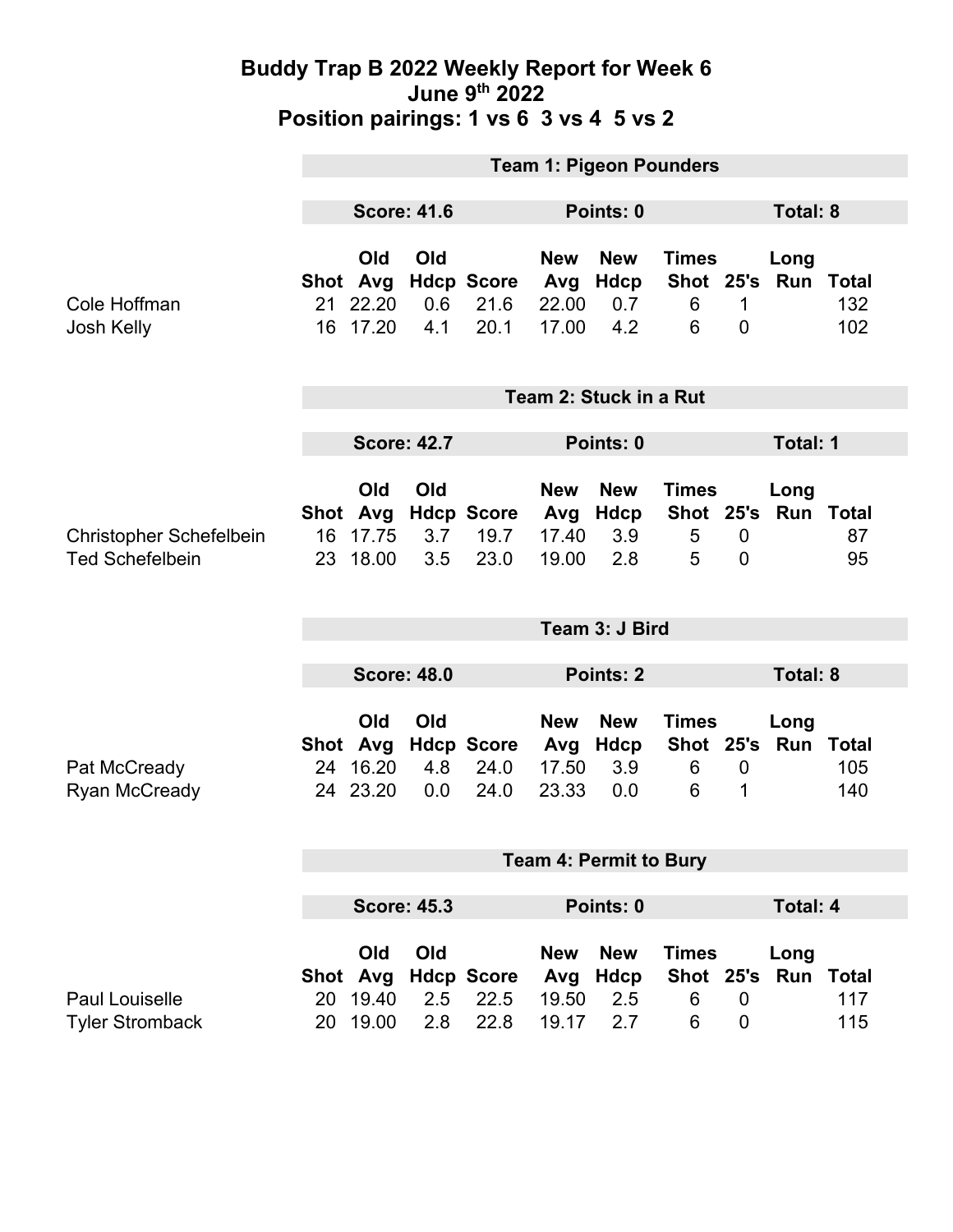# Buddy Trap B 2022 Weekly Report for Week 6

## June 9th 2022

## Position pairings: 1 vs 6 3 vs 4 5 vs 2

### Team 1: Pigeon Pounders

**Score: 41.6** | **Points: 0** | **Total: 8**

| | Shot | Old Avg | Old Hdcp | Score | New Avg | New Hdcp | Times Shot | 25's | Long Run | Total |
|---|---|---|---|---|---|---|---|---|---|---|
| Cole Hoffman | 21 | 22.20 | 0.6 | 21.6 | 22.00 | 0.7 | 6 | 1 | | 132 |
| Josh Kelly | 16 | 17.20 | 4.1 | 20.1 | 17.00 | 4.2 | 6 | 0 | | 102 |

### Team 2: Stuck in a Rut

**Score: 42.7** | **Points: 0** | **Total: 1**

| | Shot | Old Avg | Old Hdcp | Score | New Avg | New Hdcp | Times Shot | 25's | Long Run | Total |
|---|---|---|---|---|---|---|---|---|---|---|
| Christopher Schefelbein | 16 | 17.75 | 3.7 | 19.7 | 17.40 | 3.9 | 5 | 0 | | 87 |
| Ted Schefelbein | 23 | 18.00 | 3.5 | 23.0 | 19.00 | 2.8 | 5 | 0 | | 95 |

### Team 3: J Bird

**Score: 48.0** | **Points: 2** | **Total: 8**

| | Shot | Old Avg | Old Hdcp | Score | New Avg | New Hdcp | Times Shot | 25's | Long Run | Total |
|---|---|---|---|---|---|---|---|---|---|---|
| Pat McCready | 24 | 16.20 | 4.8 | 24.0 | 17.50 | 3.9 | 6 | 0 | | 105 |
| Ryan McCready | 24 | 23.20 | 0.0 | 24.0 | 23.33 | 0.0 | 6 | 1 | | 140 |

### Team 4: Permit to Bury

**Score: 45.3** | **Points: 0** | **Total: 4**

| | Shot | Old Avg | Old Hdcp | Score | New Avg | New Hdcp | Times Shot | 25's | Long Run | Total |
|---|---|---|---|---|---|---|---|---|---|---|
| Paul Louiselle | 20 | 19.40 | 2.5 | 22.5 | 19.50 | 2.5 | 6 | 0 | | 117 |
| Tyler Stromback | 20 | 19.00 | 2.8 | 22.8 | 19.17 | 2.7 | 6 | 0 | | 115 |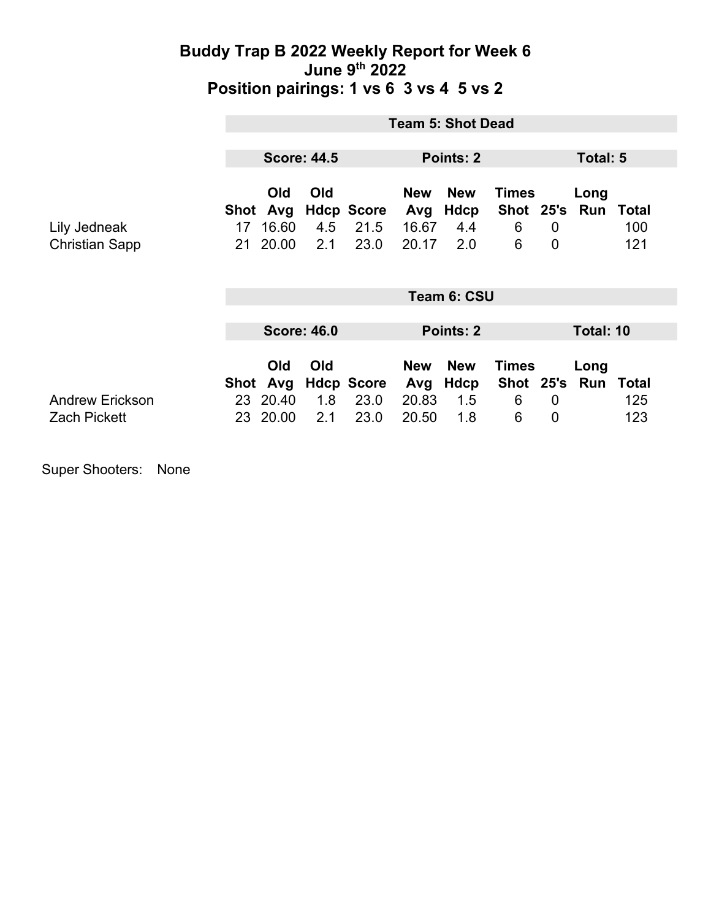# Buddy Trap B 2022 Weekly Report for Week 6
## June 9th 2022
## Position pairings: 1 vs 6  3 vs 4  5 vs 2

**Team 5: Shot Dead**

**Score: 44.5** | **Points: 2** | **Total: 5**

| | Shot | Old Avg | Old Hdcp | Score | New Avg | New Hdcp | Times Shot | 25's | Long Run | Total |
|---|---|---|---|---|---|---|---|---|---|---|
| Lily Jedneak | 17 | 16.60 | 4.5 | 21.5 | 16.67 | 4.4 | 6 | 0 | | 100 |
| Christian Sapp | 21 | 20.00 | 2.1 | 23.0 | 20.17 | 2.0 | 6 | 0 | | 121 |

**Team 6: CSU**

**Score: 46.0** | **Points: 2** | **Total: 10**

| | Shot | Old Avg | Old Hdcp | Score | New Avg | New Hdcp | Times Shot | 25's | Long Run | Total |
|---|---|---|---|---|---|---|---|---|---|---|
| Andrew Erickson | 23 | 20.40 | 1.8 | 23.0 | 20.83 | 1.5 | 6 | 0 | | 125 |
| Zach Pickett | 23 | 20.00 | 2.1 | 23.0 | 20.50 | 1.8 | 6 | 0 | | 123 |

Super Shooters: None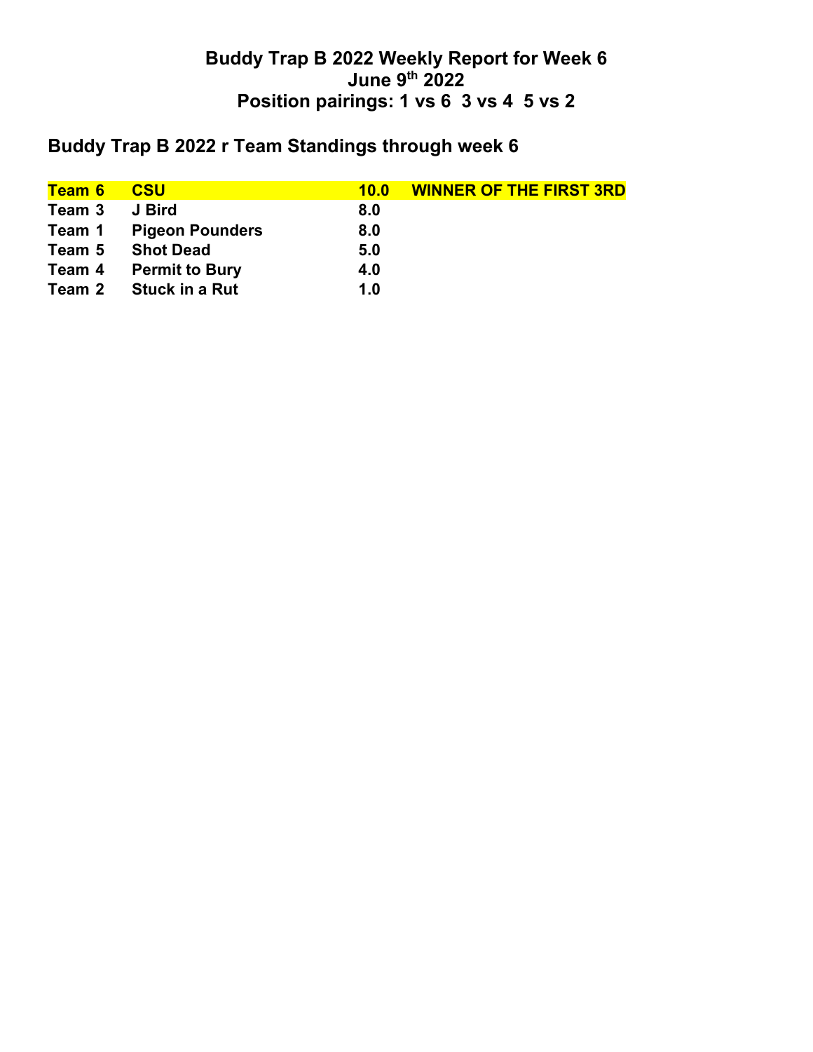# Buddy Trap B 2022 Weekly Report for Week 6
## June 9th 2022
## Position pairings: 1 vs 6  3 vs 4  5 vs 2

## Buddy Trap B 2022 r Team Standings through week 6

| | | | |
|---|---|---|---|
| **Team 6** | **CSU** | **10.0** | **WINNER OF THE FIRST 3RD** |
| **Team 3** | **J Bird** | **8.0** | |
| **Team 1** | **Pigeon Pounders** | **8.0** | |
| **Team 5** | **Shot Dead** | **5.0** | |
| **Team 4** | **Permit to Bury** | **4.0** | |
| **Team 2** | **Stuck in a Rut** | **1.0** | |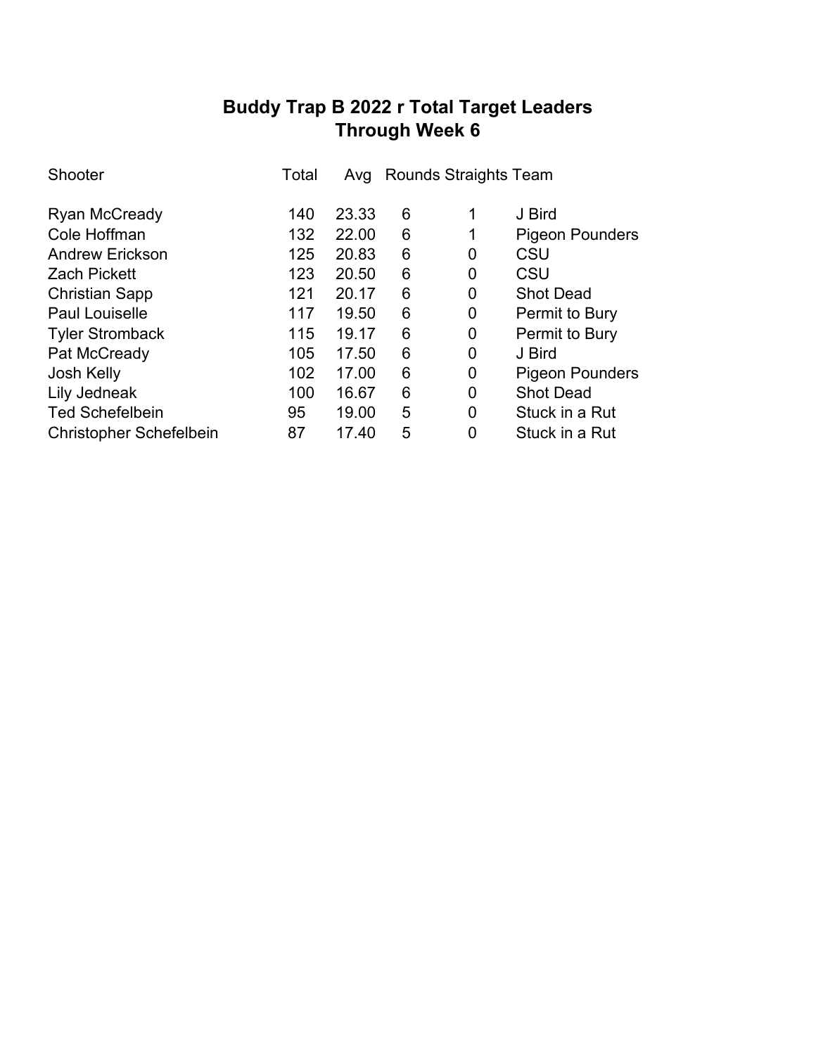# Buddy Trap B 2022 r Total Target Leaders
## Through Week 6

| Shooter | Total | Avg | Rounds | Straights | Team |
|---|---|---|---|---|---|
| Ryan McCready | 140 | 23.33 | 6 | 1 | J Bird |
| Cole Hoffman | 132 | 22.00 | 6 | 1 | Pigeon Pounders |
| Andrew Erickson | 125 | 20.83 | 6 | 0 | CSU |
| Zach Pickett | 123 | 20.50 | 6 | 0 | CSU |
| Christian Sapp | 121 | 20.17 | 6 | 0 | Shot Dead |
| Paul Louiselle | 117 | 19.50 | 6 | 0 | Permit to Bury |
| Tyler Stromback | 115 | 19.17 | 6 | 0 | Permit to Bury |
| Pat McCready | 105 | 17.50 | 6 | 0 | J Bird |
| Josh Kelly | 102 | 17.00 | 6 | 0 | Pigeon Pounders |
| Lily Jedneak | 100 | 16.67 | 6 | 0 | Shot Dead |
| Ted Schefelbein | 95 | 19.00 | 5 | 0 | Stuck in a Rut |
| Christopher Schefelbein | 87 | 17.40 | 5 | 0 | Stuck in a Rut |